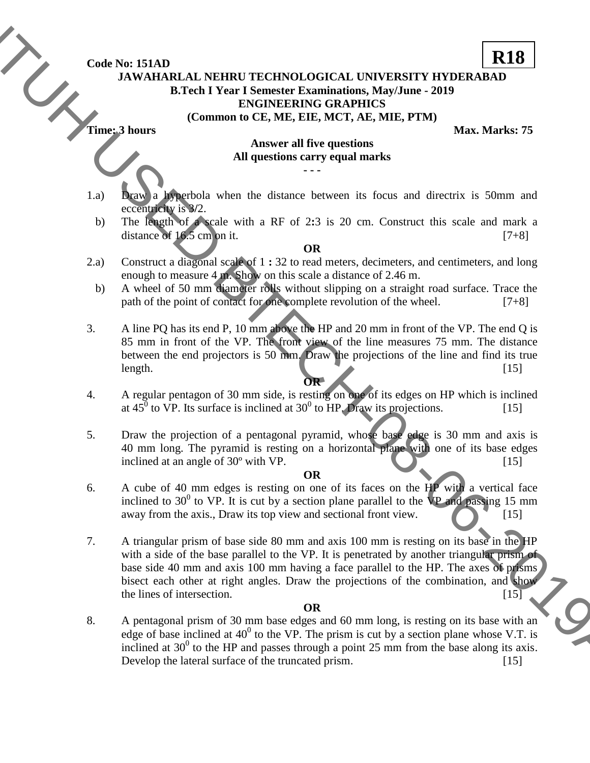**Code No: 151AD** **R18**

# JAWAHARLAL NEHRU TECHNOLOGICAL UNIVERSITY HYDERABAD

## B.Tech I Year I Semester Examinations, May/June - 2019

## ENGINEERING GRAPHICS

### (Common to CE, ME, EIE, MCT, AE, MIE, PTM)

**Time: 3 hours** **Max. Marks: 75**

**Answer all five questions**

**All questions carry equal marks**

- - -

1.a) Draw a hyperbola when the distance between its focus and directrix is 50mm and eccentricity is 3/2.

b) The length of a scale with a RF of 2**:**3 is 20 cm. Construct this scale and mark a distance of 16.5 cm on it. [7+8]

**OR**

2.a) Construct a diagonal scale of 1 **:** 32 to read meters, decimeters, and centimeters, and long enough to measure 4 m. Show on this scale a distance of 2.46 m.

b) A wheel of 50 mm diameter rolls without slipping on a straight road surface. Trace the path of the point of contact for one complete revolution of the wheel. [7+8]

3. A line PQ has its end P, 10 mm above the HP and 20 mm in front of the VP. The end Q is 85 mm in front of the VP. The front view of the line measures 75 mm. The distance between the end projectors is 50 mm. Draw the projections of the line and find its true length. [15]

**OR**

4. A regular pentagon of 30 mm side, is resting on one of its edges on HP which is inclined at $45^0$ to VP. Its surface is inclined at $30^0$ to HP. Draw its projections. [15]

5. Draw the projection of a pentagonal pyramid, whose base edge is 30 mm and axis is 40 mm long. The pyramid is resting on a horizontal plane with one of its base edges inclined at an angle of 30º with VP. [15]

**OR**

6. A cube of 40 mm edges is resting on one of its faces on the HP with a vertical face inclined to $30^0$ to VP. It is cut by a section plane parallel to the VP and passing 15 mm away from the axis., Draw its top view and sectional front view. [15]

7. A triangular prism of base side 80 mm and axis 100 mm is resting on its base in the HP with a side of the base parallel to the VP. It is penetrated by another triangular prism of base side 40 mm and axis 100 mm having a face parallel to the HP. The axes of prisms bisect each other at right angles. Draw the projections of the combination, and show the lines of intersection. [15]

**OR**

8. A pentagonal prism of 30 mm base edges and 60 mm long, is resting on its base with an edge of base inclined at $40^0$ to the VP. The prism is cut by a section plane whose V.T. is inclined at $30^0$ to the HP and passes through a point 25 mm from the base along its axis. Develop the lateral surface of the truncated prism. [15]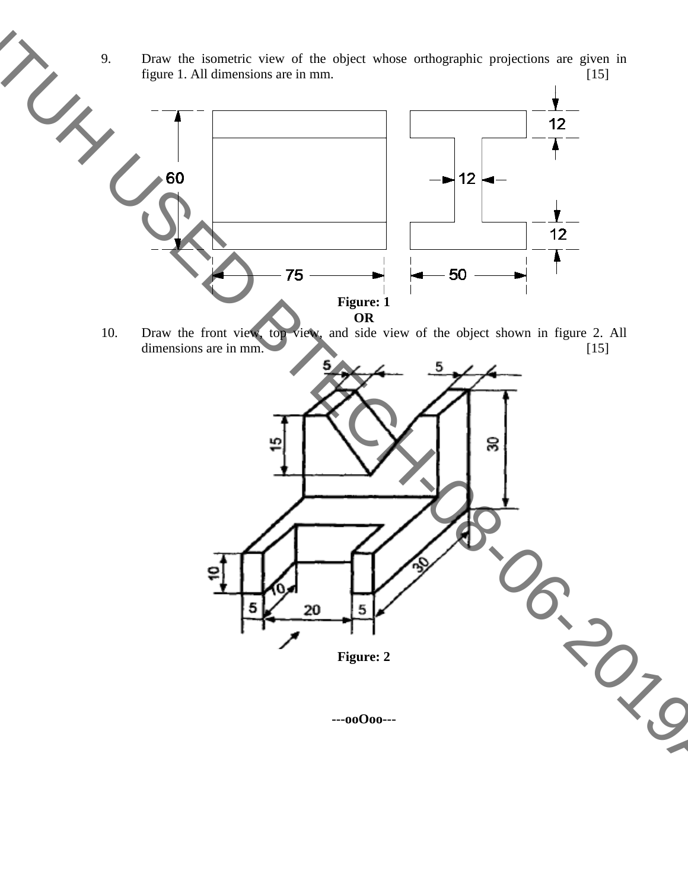9. Draw the isometric view of the object whose orthographic projections are given in figure 1. All dimensions are in mm. [15]

Figure: 1

**OR**

10. Draw the front view, top view, and side view of the object shown in figure 2. All dimensions are in mm. [15]

Figure: 2

---ooOoo---